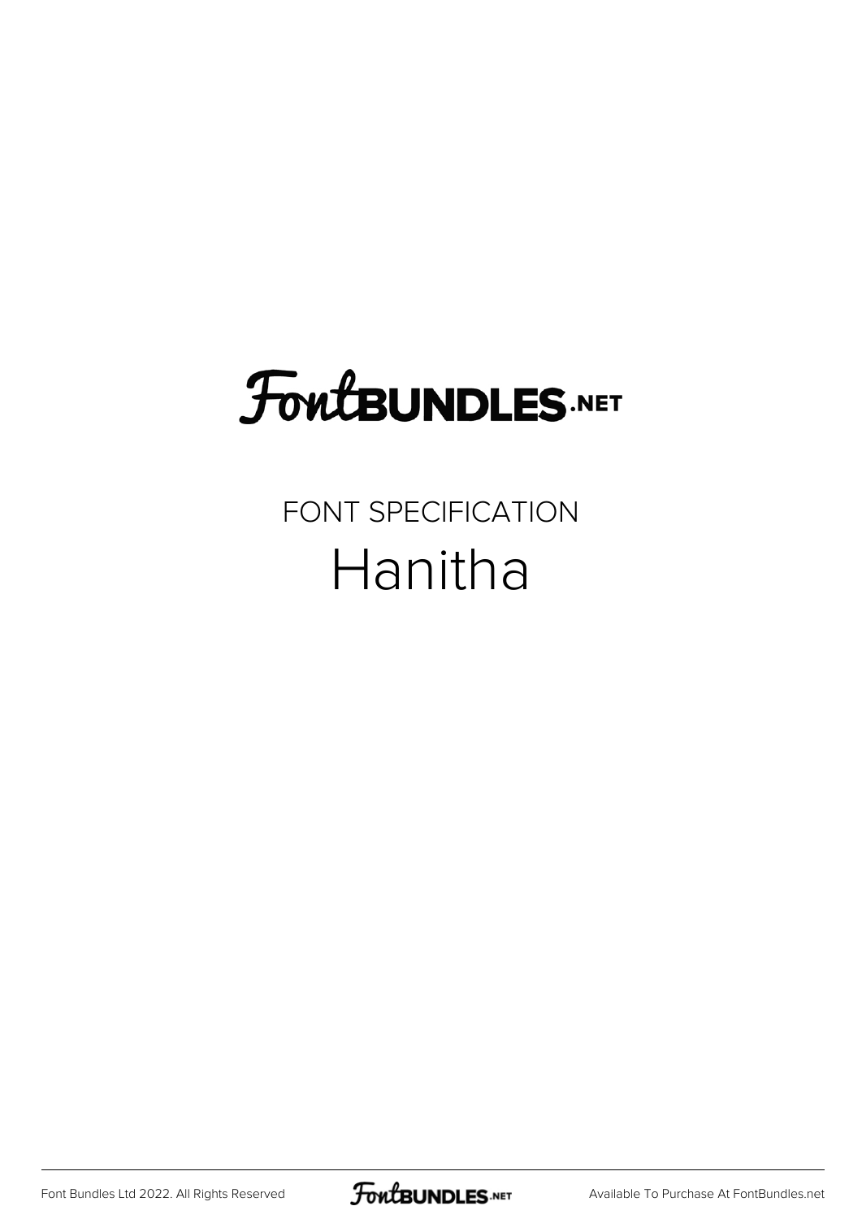# FontBUNDLES.NET

FONT SPECIFICATION

## Hanitha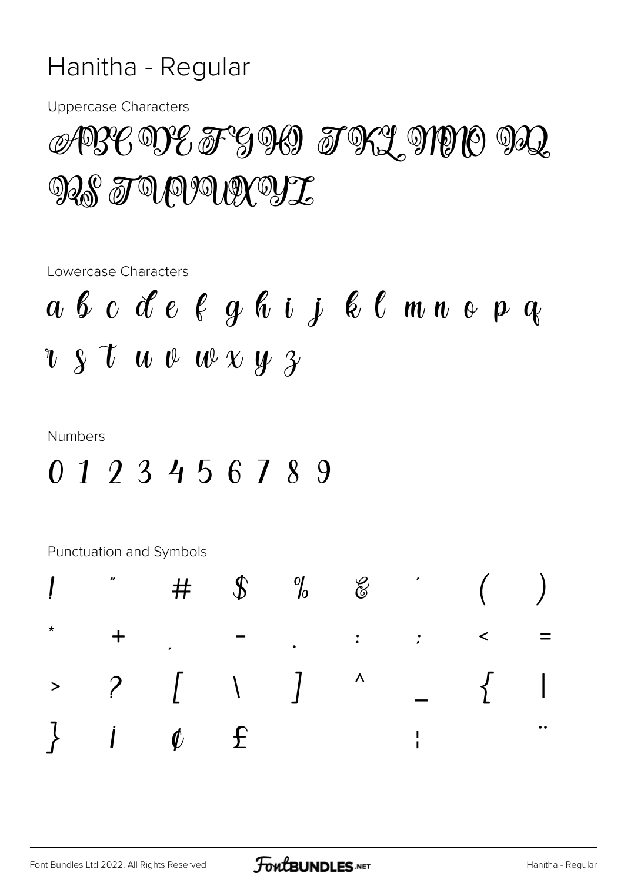# Hanitha - Regular

Uppercase Characters

ABCDEFGHI JKLMNO PQ
RS TUVWXYZ

Lowercase Characters

a b c d e f g h i j k l m n o p q
r s t u v w x y z

Numbers

0 1 2 3 4 5 6 7 8 9

Punctuation and Symbols

| | | | | | | | | |
|---|---|---|---|---|---|---|---|---|
| ! | " | # | $ | % | & | ' | ( | ) |
| * | + | , | - | . | : | ; | < | = |
| > | ? | [ | \ | ] | ^ | _ | { | \| |
| } | ¡ | ¢ | £ | | | ¦ | | ¨ |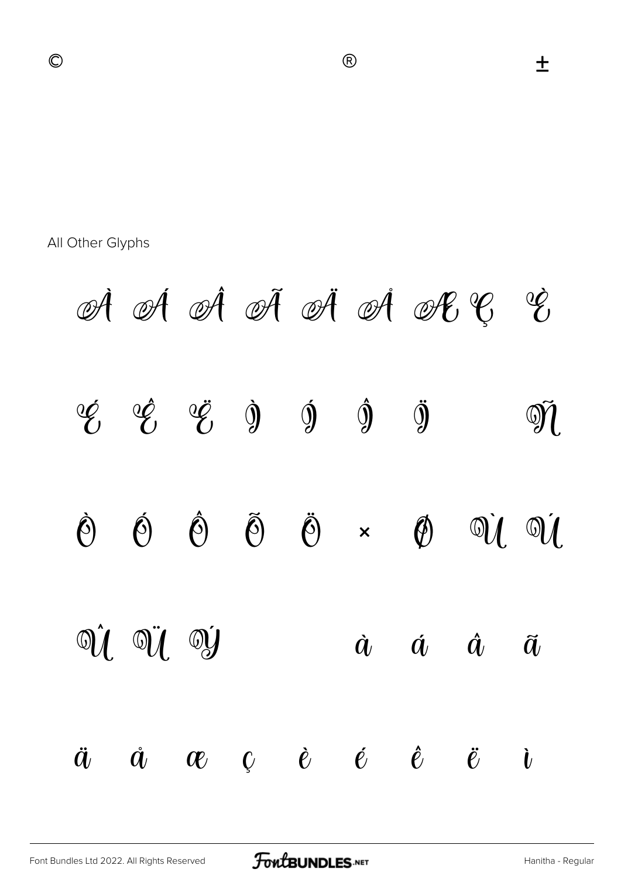© ® ±

All Other Glyphs

À Á Â Ã Ä Å Æ Ç È

É Ê Ë Ì Í Î Ï Ñ

Ò Ó Ô Õ Ö × Ø Ù Ú

Û Ü Ý à á â ã

ä å æ ç è é ê ë ì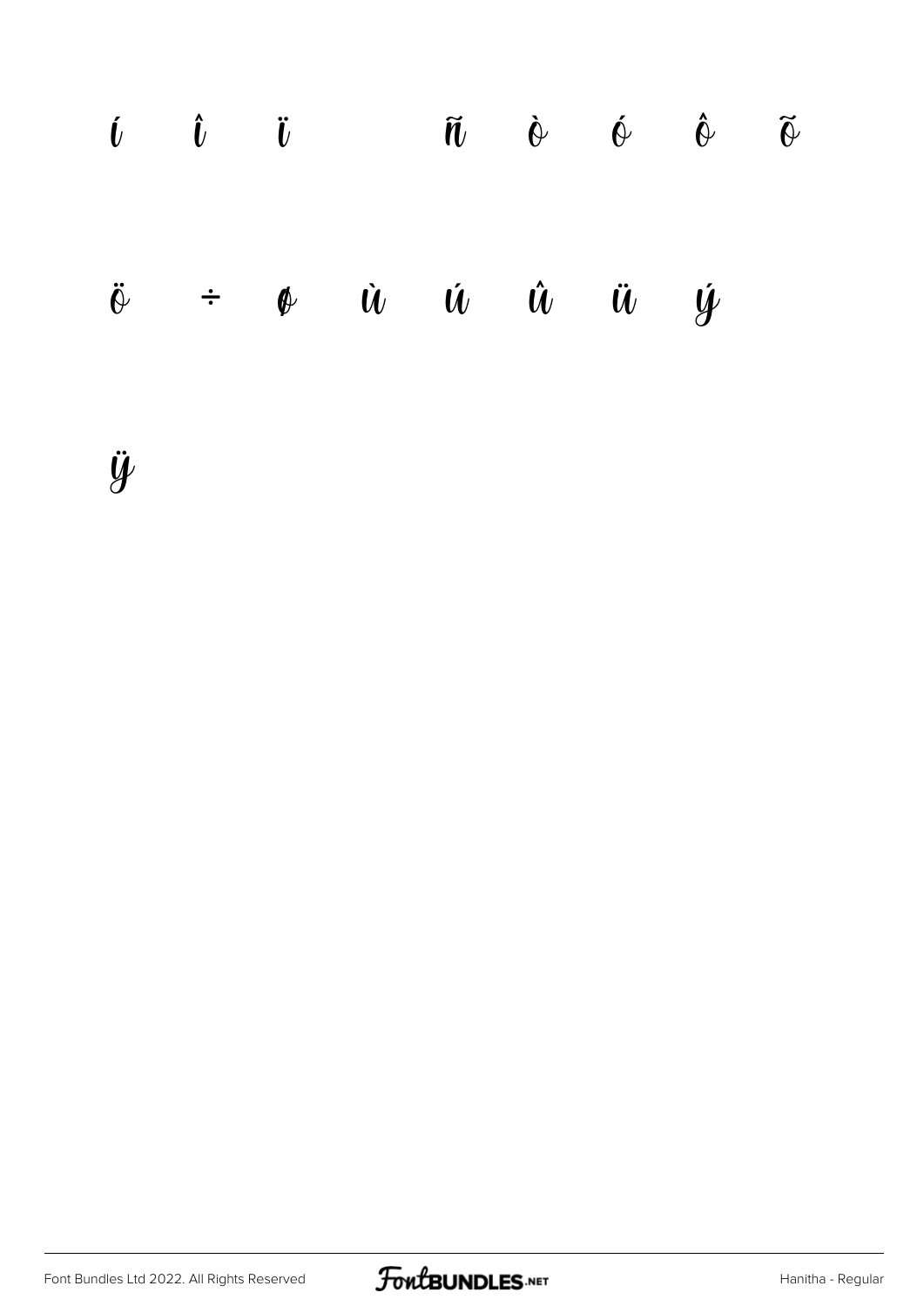í î ï ñ ò ó ô õ

ö ÷ ø ù ú û ü ý

ÿ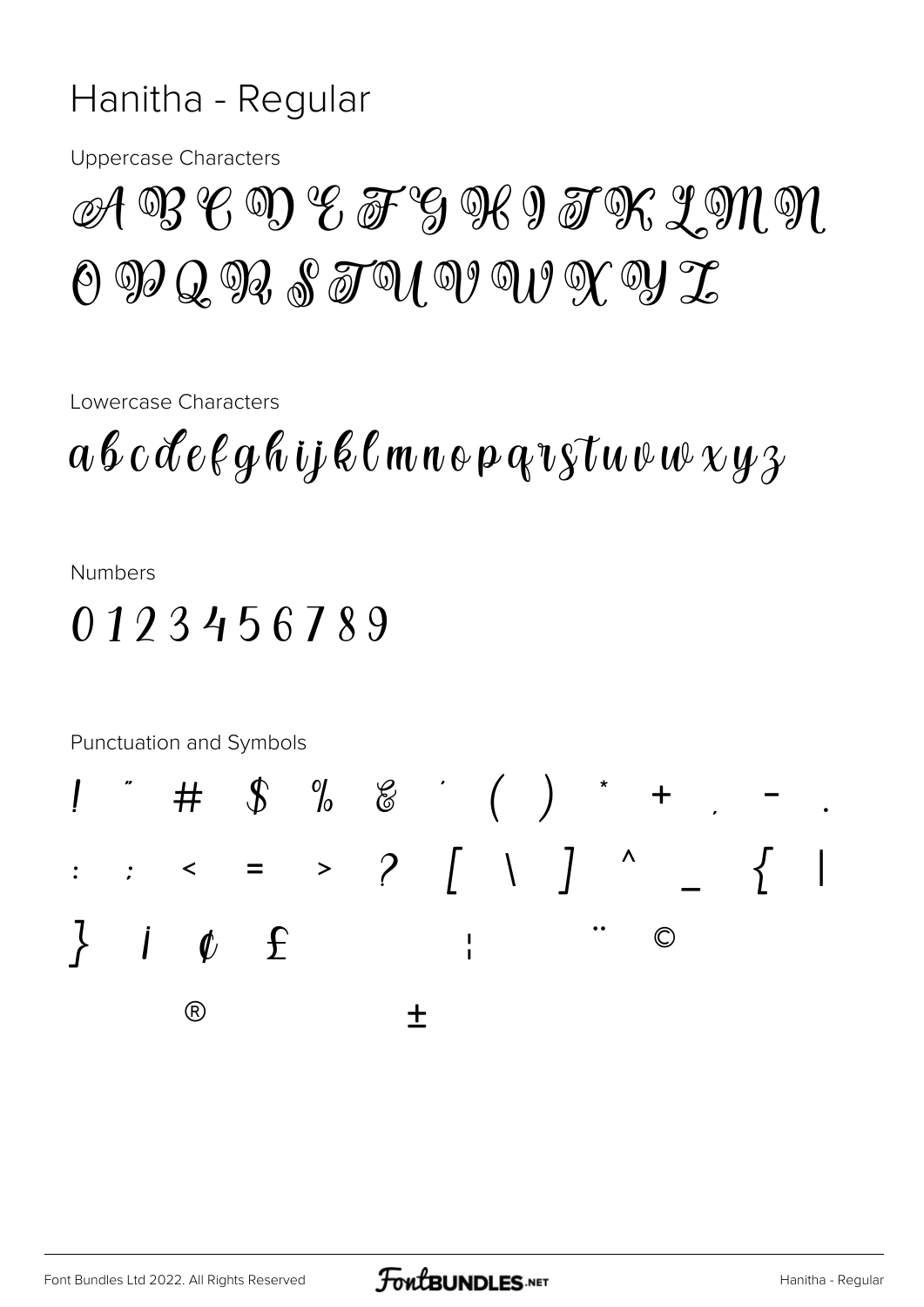# Hanitha - Regular

Uppercase Characters

A B C D E F G H I J K L M N
O P Q R S T U V W X Y Z

Lowercase Characters

a b c d e f g h i j k l m n o p q r s t u v w x y z

Numbers

0 1 2 3 4 5 6 7 8 9

Punctuation and Symbols

! " # $ % & ' ( ) * + , - .
: ; < = > ? [ \ ] ^ _ { |
} ¡ ¢ £ ¦ ¨ ©
® ±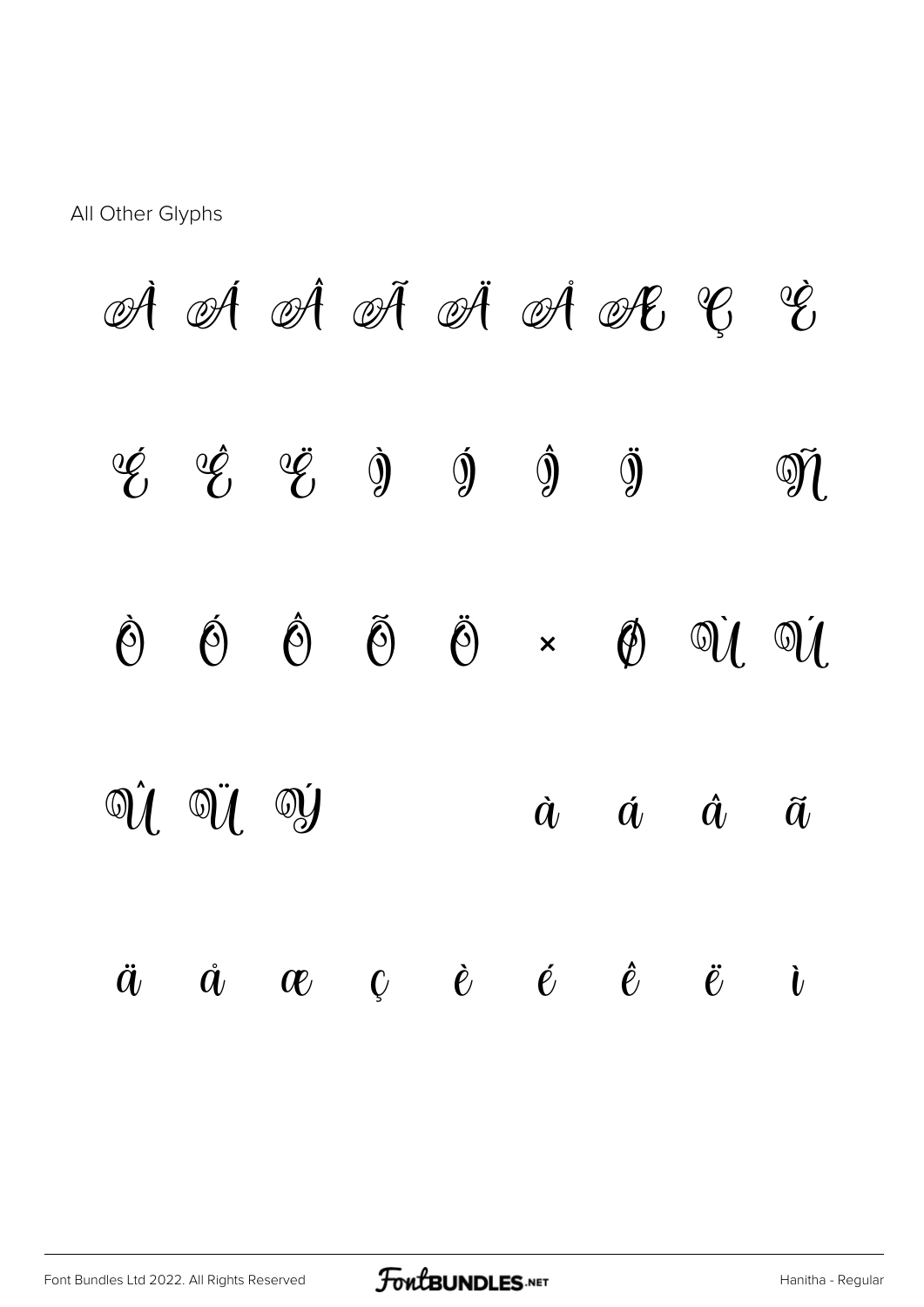All Other Glyphs

À Á Â Ã Ä Å Æ Ç È

É Ê Ë Ì Í Î Ï Ñ

Ò Ó Ô Õ Ö × Ø Ù Ú

Û Ü Ý à á â ã

ä å æ ç è é ê ë ì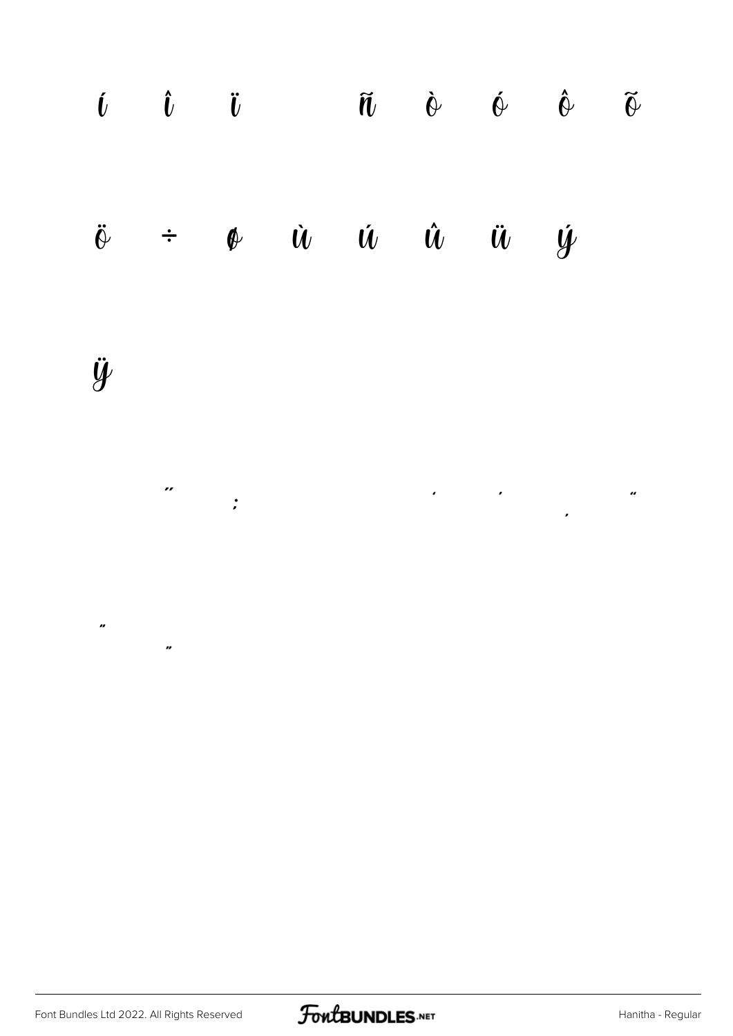í î ï ñ ò ó ô õ

ö ÷ ø ù ú û ü ý

ÿ

˝ ; ' ' ‚ "

" „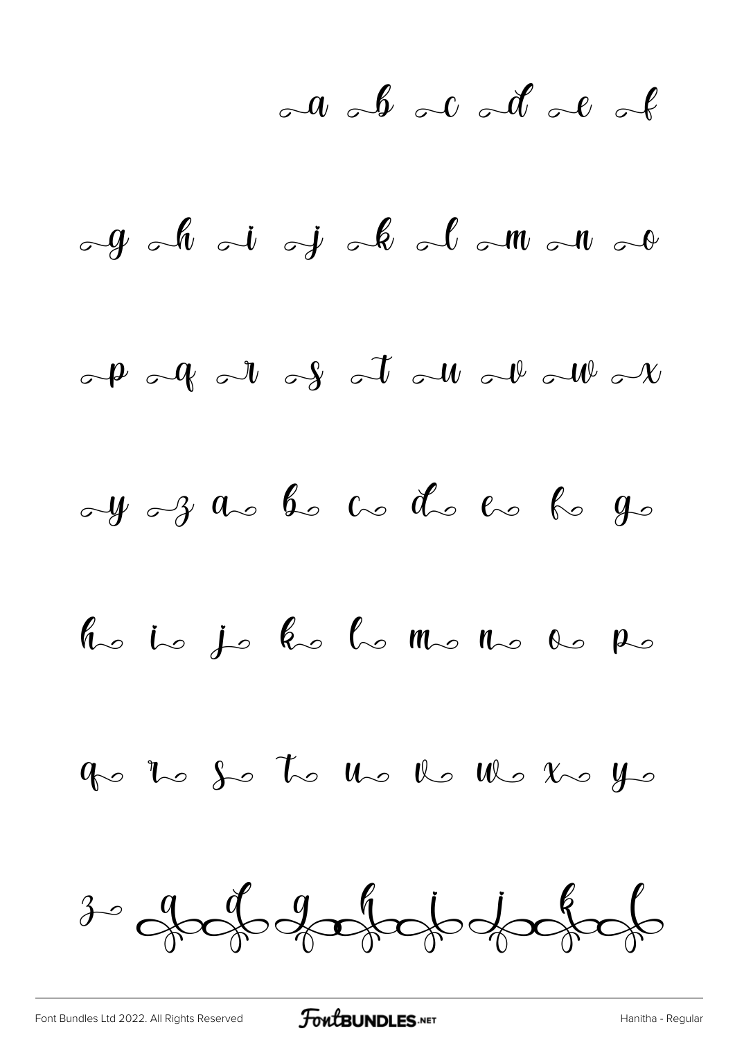a b c d e f

g h i j k l m n o

p q r s t u v w x

y z a b c d e f g

h i j k l m n o p

q r s t u v w x y

z a d g h i j k l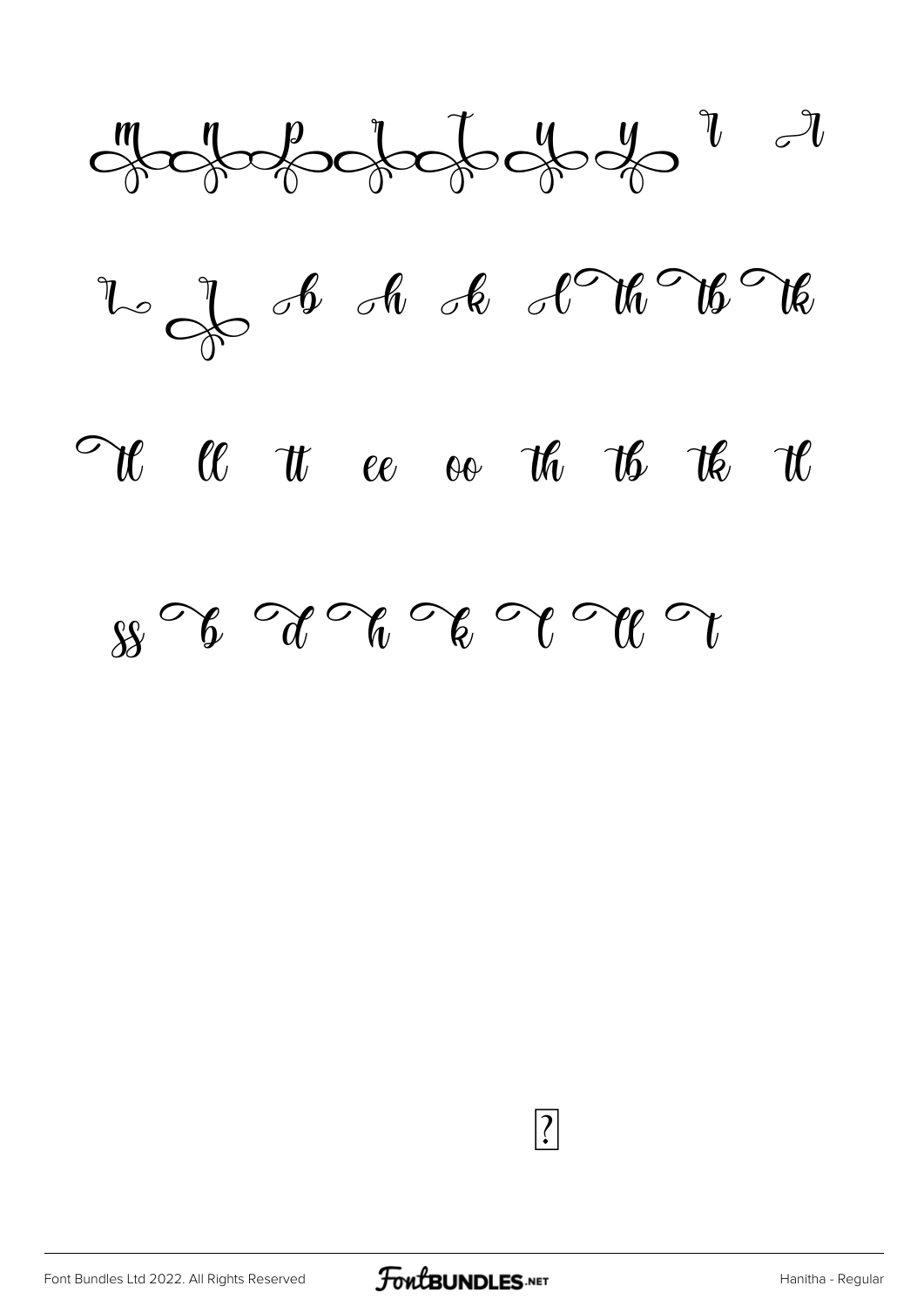m n p r t u y l l

l l b h k l th tb tk

tl ll tt ee oo th tb tk tl

ss b d h k l ll t

?